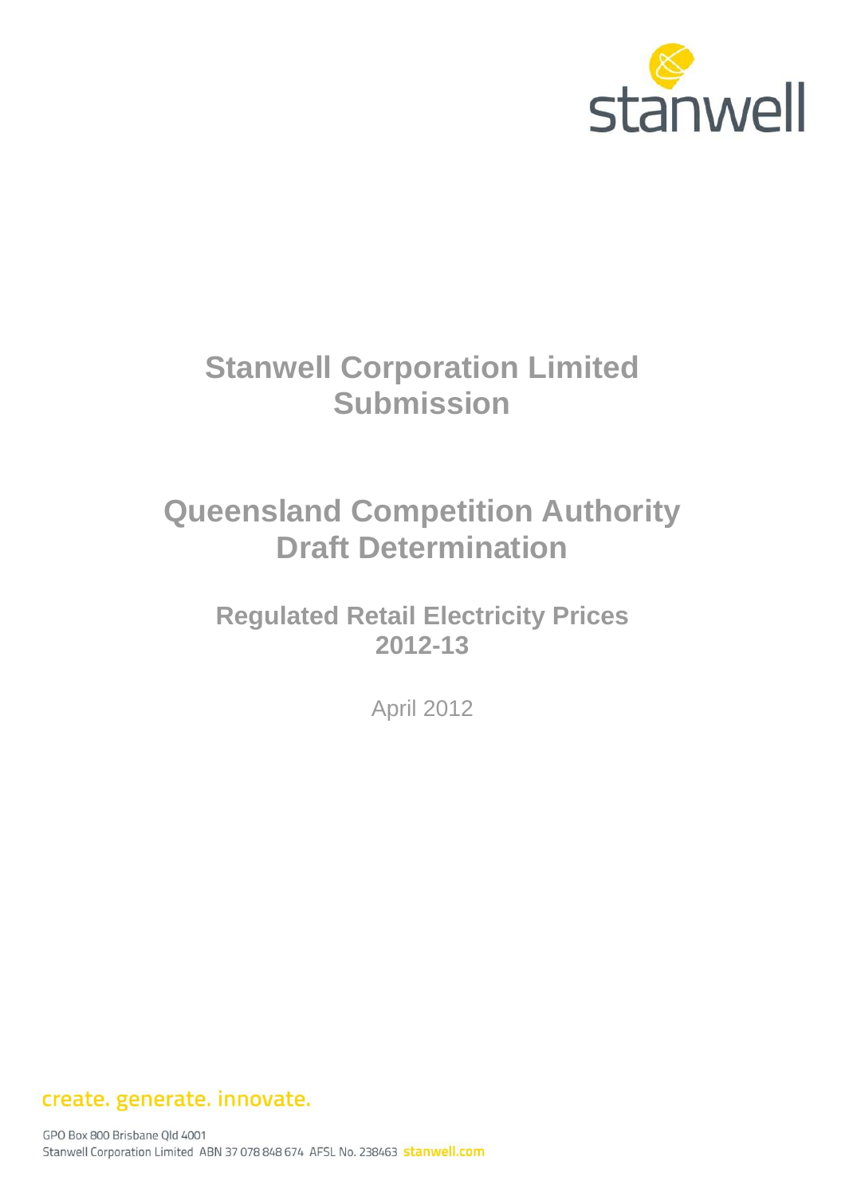stanwell

# Stanwell Corporation Limited Submission

# Queensland Competition Authority Draft Determination

## Regulated Retail Electricity Prices 2012-13

April 2012

create. generate. innovate.

GPO Box 800 Brisbane Qld 4001
Stanwell Corporation Limited ABN 37 078 848 674 AFSL No. 238463 stanwell.com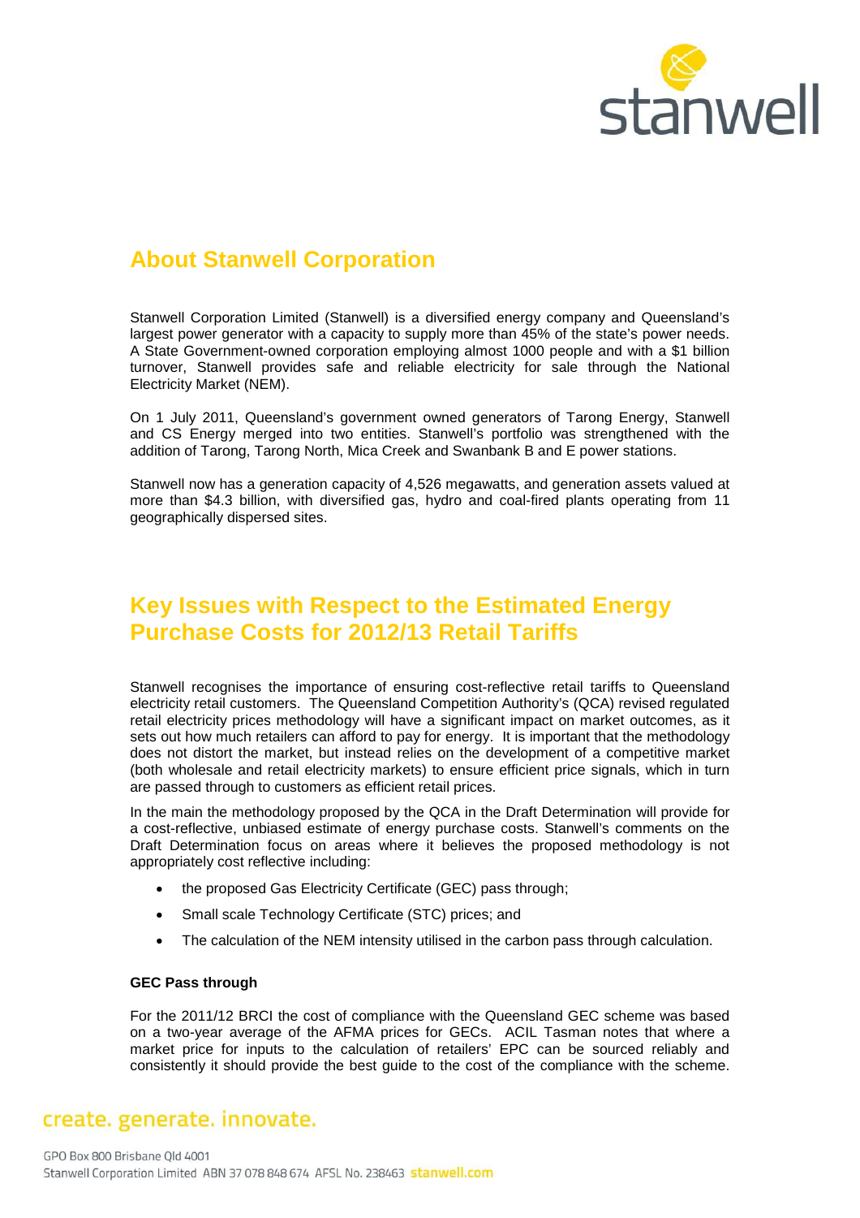## About Stanwell Corporation

Stanwell Corporation Limited (Stanwell) is a diversified energy company and Queensland's largest power generator with a capacity to supply more than 45% of the state's power needs. A State Government-owned corporation employing almost 1000 people and with a $1 billion turnover, Stanwell provides safe and reliable electricity for sale through the National Electricity Market (NEM).

On 1 July 2011, Queensland's government owned generators of Tarong Energy, Stanwell and CS Energy merged into two entities. Stanwell's portfolio was strengthened with the addition of Tarong, Tarong North, Mica Creek and Swanbank B and E power stations.

Stanwell now has a generation capacity of 4,526 megawatts, and generation assets valued at more than $4.3 billion, with diversified gas, hydro and coal-fired plants operating from 11 geographically dispersed sites.

## Key Issues with Respect to the Estimated Energy Purchase Costs for 2012/13 Retail Tariffs

Stanwell recognises the importance of ensuring cost-reflective retail tariffs to Queensland electricity retail customers. The Queensland Competition Authority's (QCA) revised regulated retail electricity prices methodology will have a significant impact on market outcomes, as it sets out how much retailers can afford to pay for energy. It is important that the methodology does not distort the market, but instead relies on the development of a competitive market (both wholesale and retail electricity markets) to ensure efficient price signals, which in turn are passed through to customers as efficient retail prices.

In the main the methodology proposed by the QCA in the Draft Determination will provide for a cost-reflective, unbiased estimate of energy purchase costs. Stanwell's comments on the Draft Determination focus on areas where it believes the proposed methodology is not appropriately cost reflective including:

- the proposed Gas Electricity Certificate (GEC) pass through;
- Small scale Technology Certificate (STC) prices; and
- The calculation of the NEM intensity utilised in the carbon pass through calculation.

**GEC Pass through**

For the 2011/12 BRCI the cost of compliance with the Queensland GEC scheme was based on a two-year average of the AFMA prices for GECs. ACIL Tasman notes that where a market price for inputs to the calculation of retailers' EPC can be sourced reliably and consistently it should provide the best guide to the cost of the compliance with the scheme.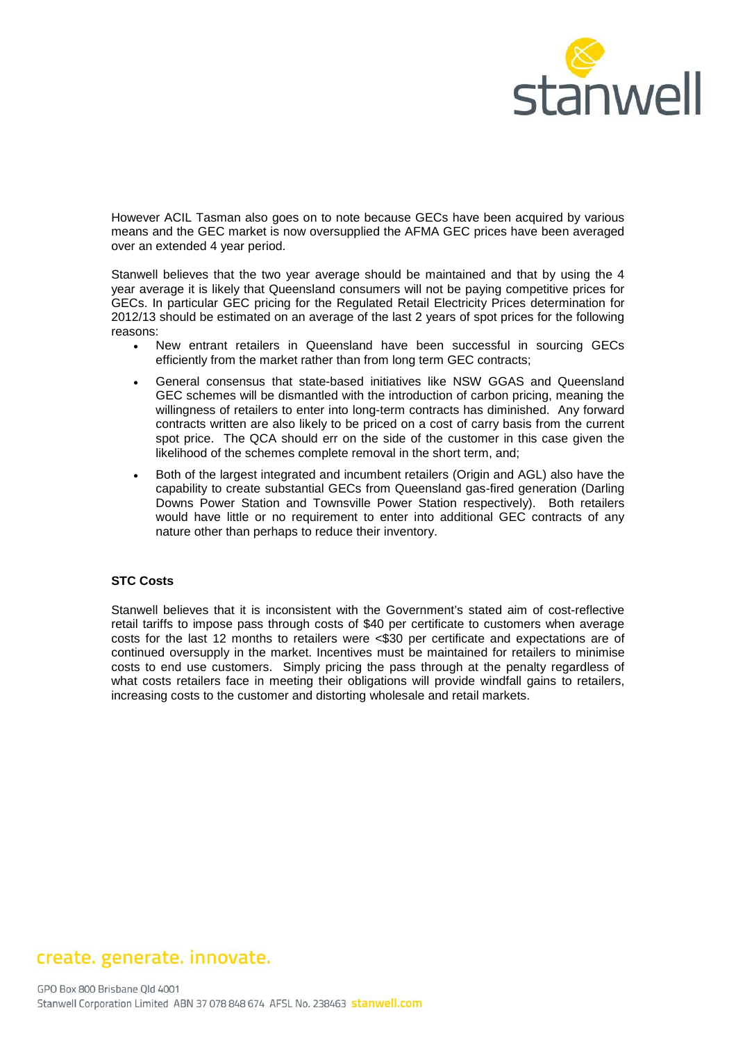However ACIL Tasman also goes on to note because GECs have been acquired by various means and the GEC market is now oversupplied the AFMA GEC prices have been averaged over an extended 4 year period.

Stanwell believes that the two year average should be maintained and that by using the 4 year average it is likely that Queensland consumers will not be paying competitive prices for GECs. In particular GEC pricing for the Regulated Retail Electricity Prices determination for 2012/13 should be estimated on an average of the last 2 years of spot prices for the following reasons:

- New entrant retailers in Queensland have been successful in sourcing GECs efficiently from the market rather than from long term GEC contracts;
- General consensus that state-based initiatives like NSW GGAS and Queensland GEC schemes will be dismantled with the introduction of carbon pricing, meaning the willingness of retailers to enter into long-term contracts has diminished. Any forward contracts written are also likely to be priced on a cost of carry basis from the current spot price. The QCA should err on the side of the customer in this case given the likelihood of the schemes complete removal in the short term, and;
- Both of the largest integrated and incumbent retailers (Origin and AGL) also have the capability to create substantial GECs from Queensland gas-fired generation (Darling Downs Power Station and Townsville Power Station respectively). Both retailers would have little or no requirement to enter into additional GEC contracts of any nature other than perhaps to reduce their inventory.

**STC Costs**

Stanwell believes that it is inconsistent with the Government's stated aim of cost-reflective retail tariffs to impose pass through costs of $40 per certificate to customers when average costs for the last 12 months to retailers were <$30 per certificate and expectations are of continued oversupply in the market. Incentives must be maintained for retailers to minimise costs to end use customers. Simply pricing the pass through at the penalty regardless of what costs retailers face in meeting their obligations will provide windfall gains to retailers, increasing costs to the customer and distorting wholesale and retail markets.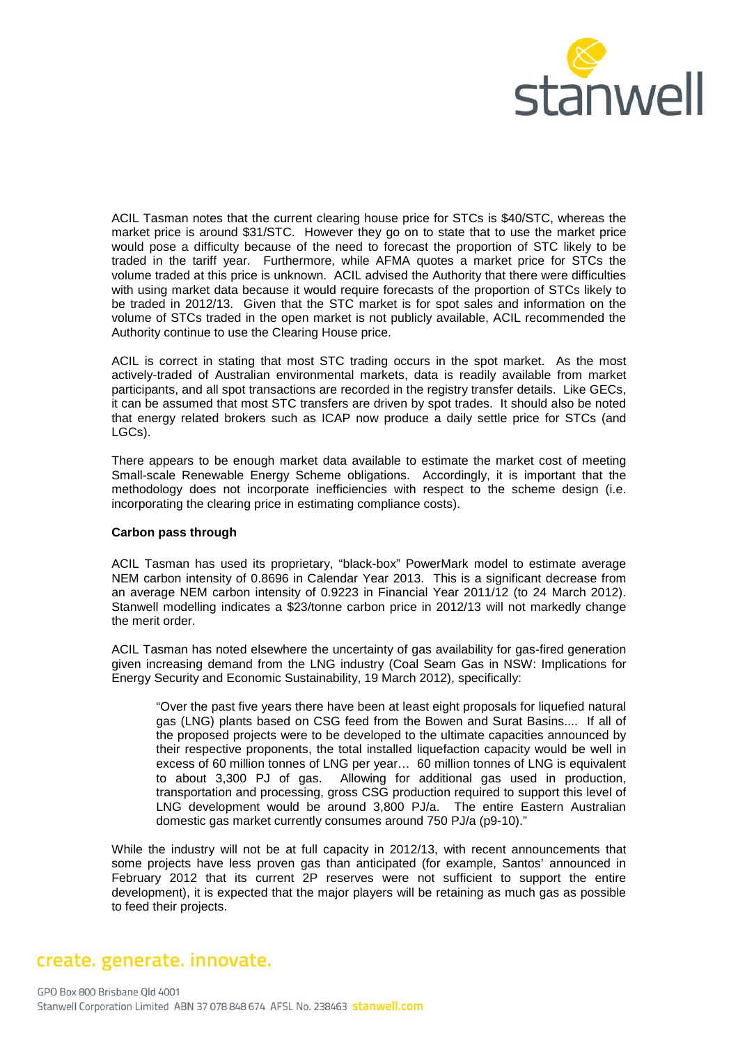ACIL Tasman notes that the current clearing house price for STCs is $40/STC, whereas the market price is around $31/STC. However they go on to state that to use the market price would pose a difficulty because of the need to forecast the proportion of STC likely to be traded in the tariff year. Furthermore, while AFMA quotes a market price for STCs the volume traded at this price is unknown. ACIL advised the Authority that there were difficulties with using market data because it would require forecasts of the proportion of STCs likely to be traded in 2012/13. Given that the STC market is for spot sales and information on the volume of STCs traded in the open market is not publicly available, ACIL recommended the Authority continue to use the Clearing House price.

ACIL is correct in stating that most STC trading occurs in the spot market. As the most actively-traded of Australian environmental markets, data is readily available from market participants, and all spot transactions are recorded in the registry transfer details. Like GECs, it can be assumed that most STC transfers are driven by spot trades. It should also be noted that energy related brokers such as ICAP now produce a daily settle price for STCs (and LGCs).

There appears to be enough market data available to estimate the market cost of meeting Small-scale Renewable Energy Scheme obligations. Accordingly, it is important that the methodology does not incorporate inefficiencies with respect to the scheme design (i.e. incorporating the clearing price in estimating compliance costs).

**Carbon pass through**

ACIL Tasman has used its proprietary, "black-box" PowerMark model to estimate average NEM carbon intensity of 0.8696 in Calendar Year 2013. This is a significant decrease from an average NEM carbon intensity of 0.9223 in Financial Year 2011/12 (to 24 March 2012). Stanwell modelling indicates a $23/tonne carbon price in 2012/13 will not markedly change the merit order.

ACIL Tasman has noted elsewhere the uncertainty of gas availability for gas-fired generation given increasing demand from the LNG industry (Coal Seam Gas in NSW: Implications for Energy Security and Economic Sustainability, 19 March 2012), specifically:

> "Over the past five years there have been at least eight proposals for liquefied natural gas (LNG) plants based on CSG feed from the Bowen and Surat Basins.... If all of the proposed projects were to be developed to the ultimate capacities announced by their respective proponents, the total installed liquefaction capacity would be well in excess of 60 million tonnes of LNG per year… 60 million tonnes of LNG is equivalent to about 3,300 PJ of gas. Allowing for additional gas used in production, transportation and processing, gross CSG production required to support this level of LNG development would be around 3,800 PJ/a. The entire Eastern Australian domestic gas market currently consumes around 750 PJ/a (p9-10)."

While the industry will not be at full capacity in 2012/13, with recent announcements that some projects have less proven gas than anticipated (for example, Santos' announced in February 2012 that its current 2P reserves were not sufficient to support the entire development), it is expected that the major players will be retaining as much gas as possible to feed their projects.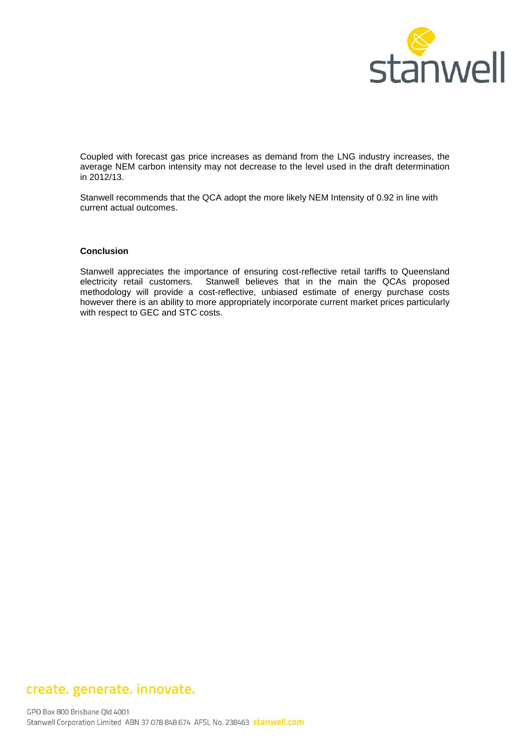Coupled with forecast gas price increases as demand from the LNG industry increases, the average NEM carbon intensity may not decrease to the level used in the draft determination in 2012/13.

Stanwell recommends that the QCA adopt the more likely NEM Intensity of 0.92 in line with current actual outcomes.

**Conclusion**

Stanwell appreciates the importance of ensuring cost-reflective retail tariffs to Queensland electricity retail customers. Stanwell believes that in the main the QCAs proposed methodology will provide a cost-reflective, unbiased estimate of energy purchase costs however there is an ability to more appropriately incorporate current market prices particularly with respect to GEC and STC costs.